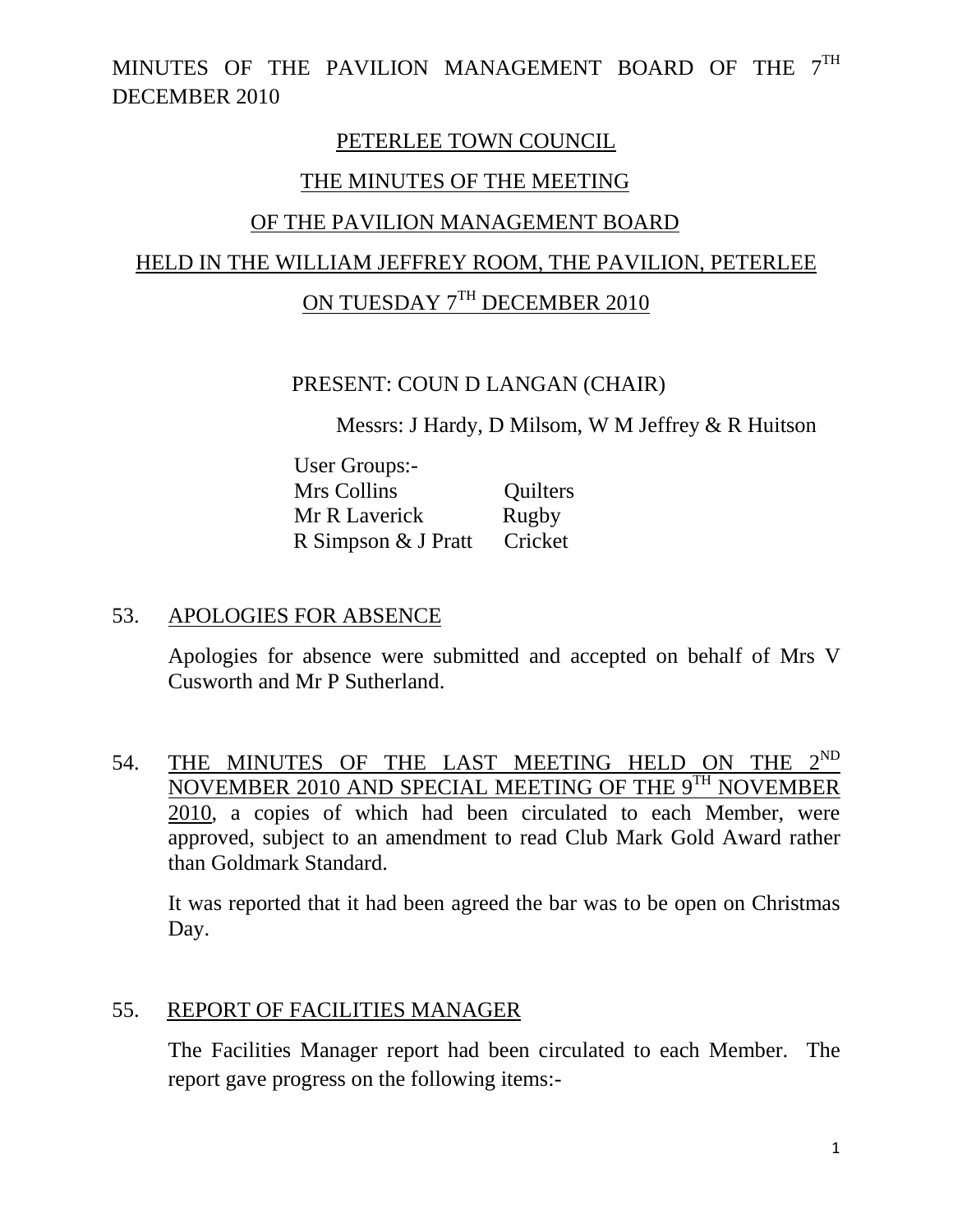MINUTES OF THE PAVILION MANAGEMENT BOARD OF THE 7TH DECEMBER 2010

# PETERLEE TOWN COUNCIL

## THE MINUTES OF THE MEETING

## OF THE PAVILION MANAGEMENT BOARD

## HELD IN THE WILLIAM JEFFREY ROOM, THE PAVILION, PETERLEE

## ON TUESDAY 7TH DECEMBER 2010

PRESENT: COUN D LANGAN (CHAIR)

Messrs: J Hardy, D Milsom, W M Jeffrey & R Huitson

User Groups:-

| | |
|---|---|
| Mrs Collins | Quilters |
| Mr R Laverick | Rugby |
| R Simpson & J Pratt | Cricket |

53. APOLOGIES FOR ABSENCE

Apologies for absence were submitted and accepted on behalf of Mrs V Cusworth and Mr P Sutherland.

54. THE MINUTES OF THE LAST MEETING HELD ON THE 2ND NOVEMBER 2010 AND SPECIAL MEETING OF THE 9TH NOVEMBER 2010, a copies of which had been circulated to each Member, were approved, subject to an amendment to read Club Mark Gold Award rather than Goldmark Standard.

It was reported that it had been agreed the bar was to be open on Christmas Day.

55. REPORT OF FACILITIES MANAGER

The Facilities Manager report had been circulated to each Member. The report gave progress on the following items:-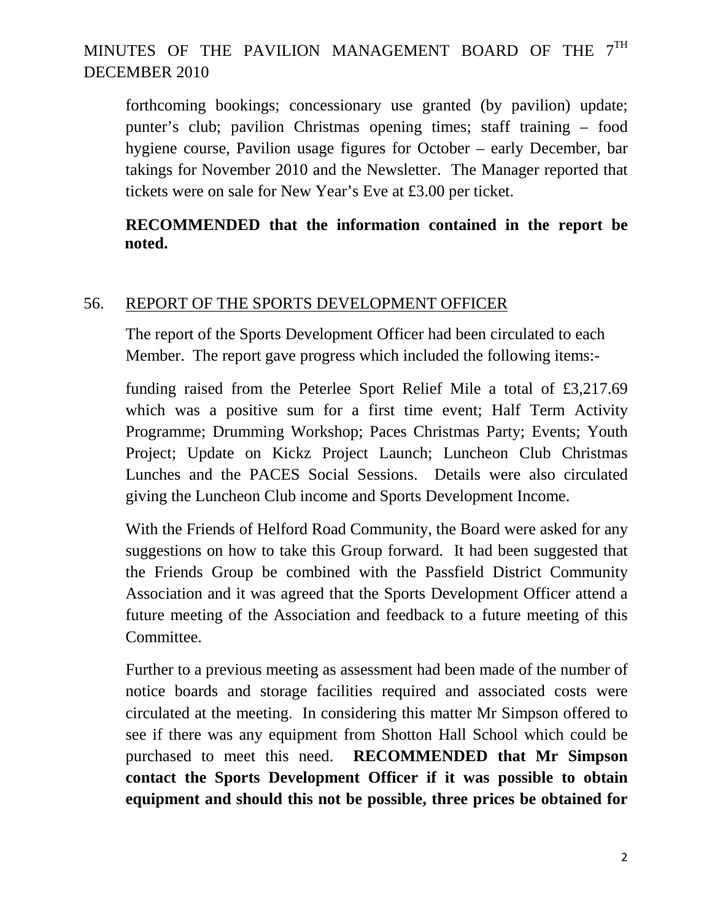forthcoming bookings; concessionary use granted (by pavilion) update; punter's club; pavilion Christmas opening times; staff training – food hygiene course, Pavilion usage figures for October – early December, bar takings for November 2010 and the Newsletter. The Manager reported that tickets were on sale for New Year's Eve at £3.00 per ticket.

**RECOMMENDED that the information contained in the report be noted.**

56. REPORT OF THE SPORTS DEVELOPMENT OFFICER

The report of the Sports Development Officer had been circulated to each Member. The report gave progress which included the following items:-

funding raised from the Peterlee Sport Relief Mile a total of £3,217.69 which was a positive sum for a first time event; Half Term Activity Programme; Drumming Workshop; Paces Christmas Party; Events; Youth Project; Update on Kickz Project Launch; Luncheon Club Christmas Lunches and the PACES Social Sessions. Details were also circulated giving the Luncheon Club income and Sports Development Income.

With the Friends of Helford Road Community, the Board were asked for any suggestions on how to take this Group forward. It had been suggested that the Friends Group be combined with the Passfield District Community Association and it was agreed that the Sports Development Officer attend a future meeting of the Association and feedback to a future meeting of this Committee.

Further to a previous meeting as assessment had been made of the number of notice boards and storage facilities required and associated costs were circulated at the meeting. In considering this matter Mr Simpson offered to see if there was any equipment from Shotton Hall School which could be purchased to meet this need. **RECOMMENDED that Mr Simpson contact the Sports Development Officer if it was possible to obtain equipment and should this not be possible, three prices be obtained for**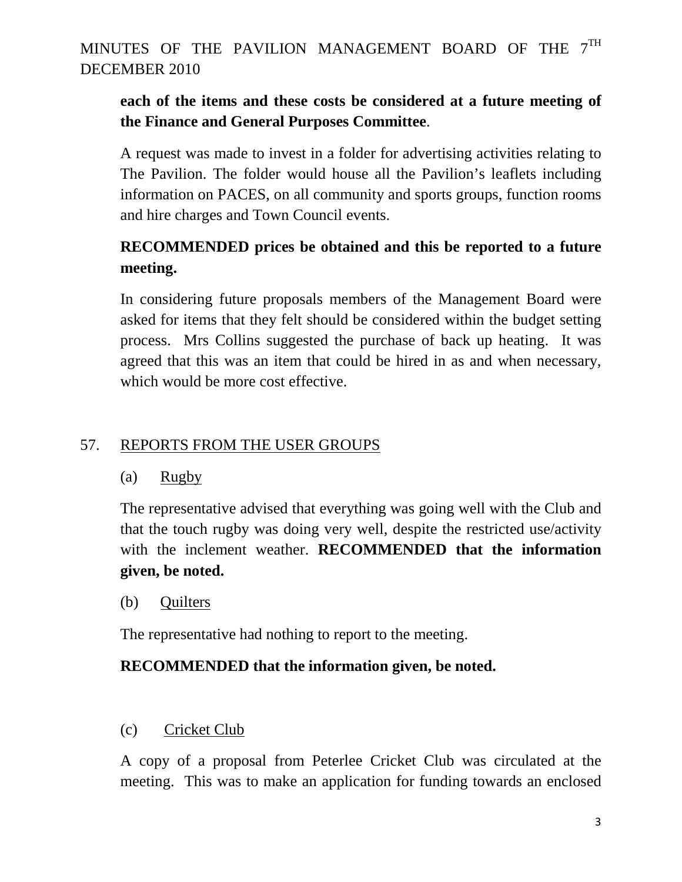**each of the items and these costs be considered at a future meeting of the Finance and General Purposes Committee**.

A request was made to invest in a folder for advertising activities relating to The Pavilion. The folder would house all the Pavilion's leaflets including information on PACES, on all community and sports groups, function rooms and hire charges and Town Council events.

**RECOMMENDED prices be obtained and this be reported to a future meeting.**

In considering future proposals members of the Management Board were asked for items that they felt should be considered within the budget setting process. Mrs Collins suggested the purchase of back up heating. It was agreed that this was an item that could be hired in as and when necessary, which would be more cost effective.

57. REPORTS FROM THE USER GROUPS

(a) Rugby

The representative advised that everything was going well with the Club and that the touch rugby was doing very well, despite the restricted use/activity with the inclement weather. **RECOMMENDED that the information given, be noted.**

(b) Quilters

The representative had nothing to report to the meeting.

**RECOMMENDED that the information given, be noted.**

(c) Cricket Club

A copy of a proposal from Peterlee Cricket Club was circulated at the meeting. This was to make an application for funding towards an enclosed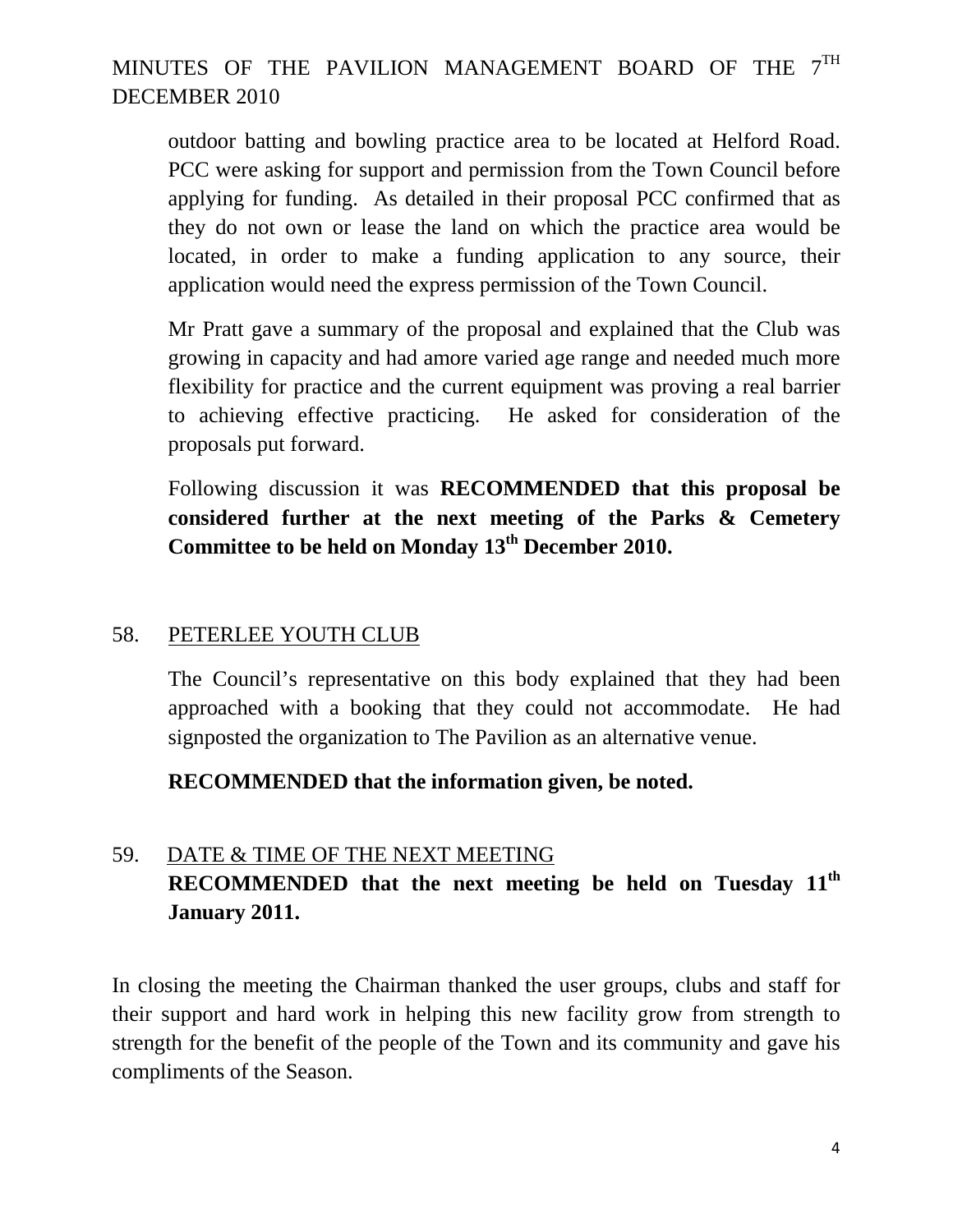outdoor batting and bowling practice area to be located at Helford Road. PCC were asking for support and permission from the Town Council before applying for funding. As detailed in their proposal PCC confirmed that as they do not own or lease the land on which the practice area would be located, in order to make a funding application to any source, their application would need the express permission of the Town Council.

Mr Pratt gave a summary of the proposal and explained that the Club was growing in capacity and had amore varied age range and needed much more flexibility for practice and the current equipment was proving a real barrier to achieving effective practicing. He asked for consideration of the proposals put forward.

Following discussion it was **RECOMMENDED that this proposal be considered further at the next meeting of the Parks & Cemetery Committee to be held on Monday 13th December 2010.**

58. PETERLEE YOUTH CLUB

The Council's representative on this body explained that they had been approached with a booking that they could not accommodate. He had signposted the organization to The Pavilion as an alternative venue.

**RECOMMENDED that the information given, be noted.**

59. DATE & TIME OF THE NEXT MEETING

**RECOMMENDED that the next meeting be held on Tuesday 11th January 2011.**

In closing the meeting the Chairman thanked the user groups, clubs and staff for their support and hard work in helping this new facility grow from strength to strength for the benefit of the people of the Town and its community and gave his compliments of the Season.